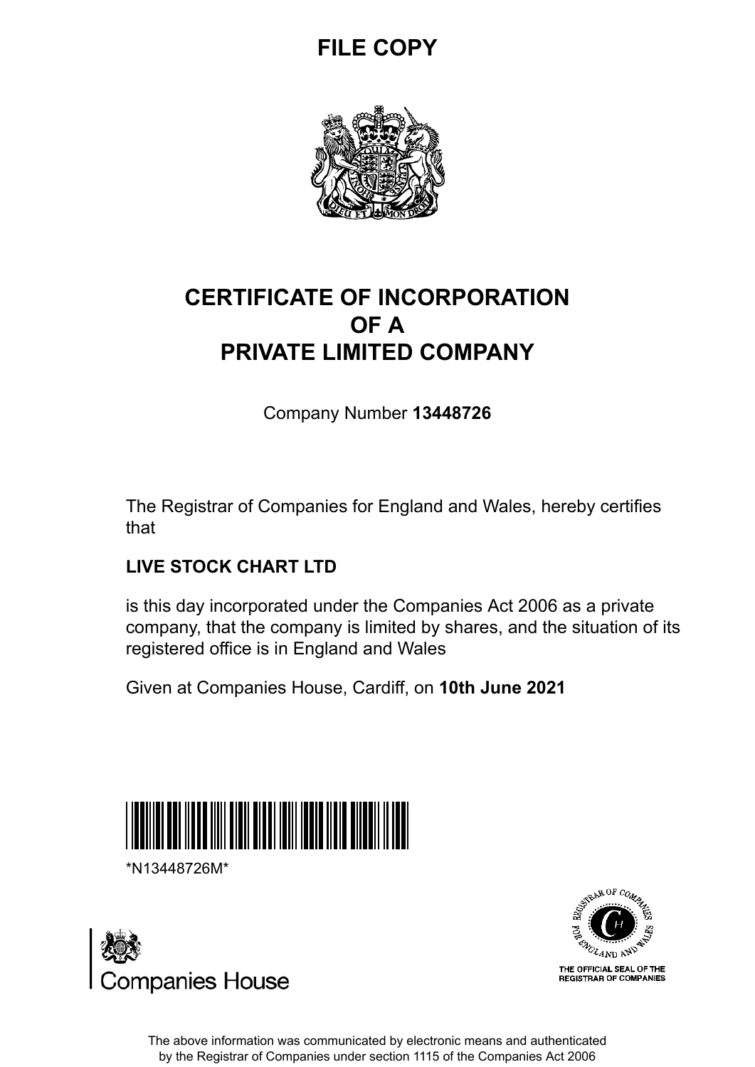**FILE COPY**

# CERTIFICATE OF INCORPORATION OF A PRIVATE LIMITED COMPANY

Company Number **13448726**

The Registrar of Companies for England and Wales, hereby certifies that

**LIVE STOCK CHART LTD**

is this day incorporated under the Companies Act 2006 as a private company, that the company is limited by shares, and the situation of its registered office is in England and Wales

Given at Companies House, Cardiff, on **10th June 2021**

*N13448726M*

Companies House

THE OFFICIAL SEAL OF THE REGISTRAR OF COMPANIES

The above information was communicated by electronic means and authenticated by the Registrar of Companies under section 1115 of the Companies Act 2006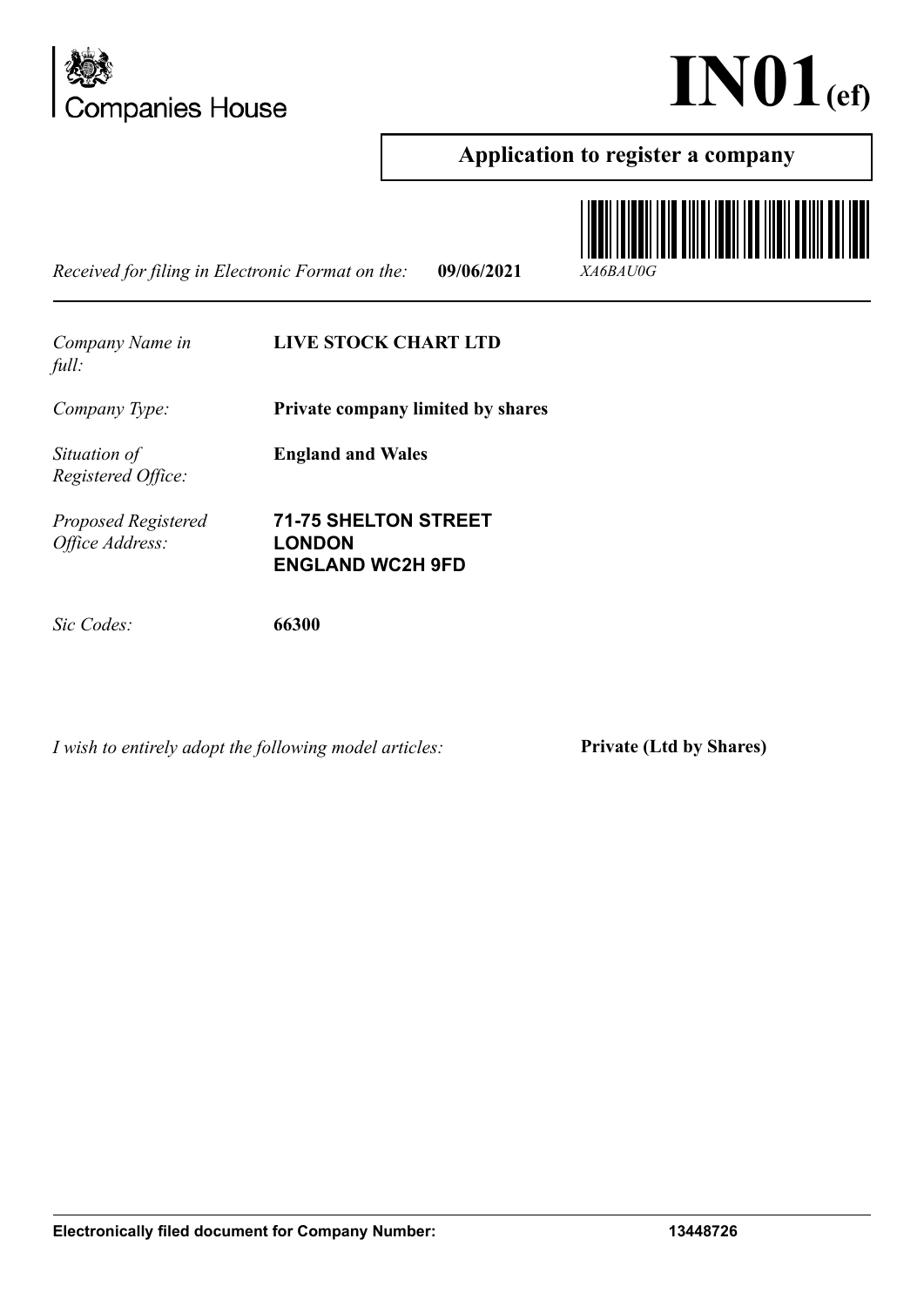Companies House

# IN01(ef)

## Application to register a company

*Received for filing in Electronic Format on the:* **09/06/2021** *XA6BAU0G*

| | |
|---|---|
| *Company Name in full:* | **LIVE STOCK CHART LTD** |
| *Company Type:* | **Private company limited by shares** |
| *Situation of Registered Office:* | **England and Wales** |
| *Proposed Registered Office Address:* | **71-75 SHELTON STREET**<br>**LONDON**<br>**ENGLAND WC2H 9FD** |
| *Sic Codes:* | **66300** |

*I wish to entirely adopt the following model articles:* **Private (Ltd by Shares)**

**Electronically filed document for Company Number: 13448726**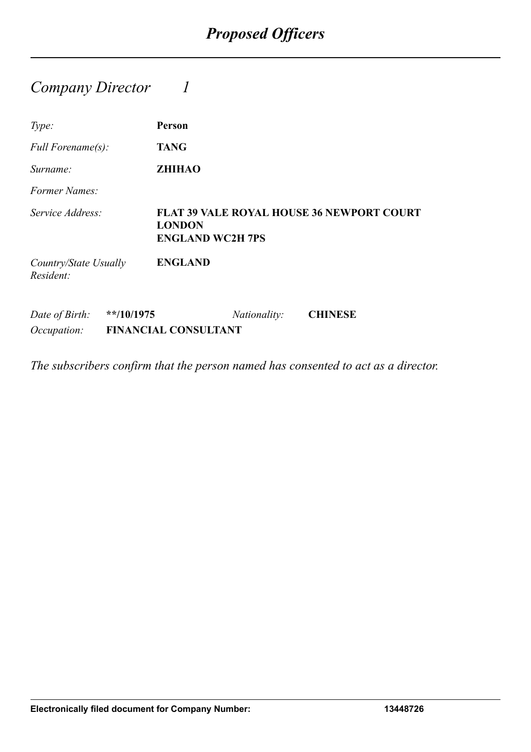# *Proposed Officers*

## *Company Director 1*

| | |
|---|---|
| *Type:* | **Person** |
| *Full Forename(s):* | **TANG** |
| *Surname:* | **ZHIHAO** |
| *Former Names:* | |
| *Service Address:* | **FLAT 39 VALE ROYAL HOUSE 36 NEWPORT COURT LONDON ENGLAND WC2H 7PS** |
| *Country/State Usually Resident:* | **ENGLAND** |

| | | | |
|---|---|---|---|
| *Date of Birth:* | **\*\*/10/1975** | *Nationality:* | **CHINESE** |
| *Occupation:* | **FINANCIAL CONSULTANT** | | |

*The subscribers confirm that the person named has consented to act as a director.*

**Electronically filed document for Company Number: 13448726**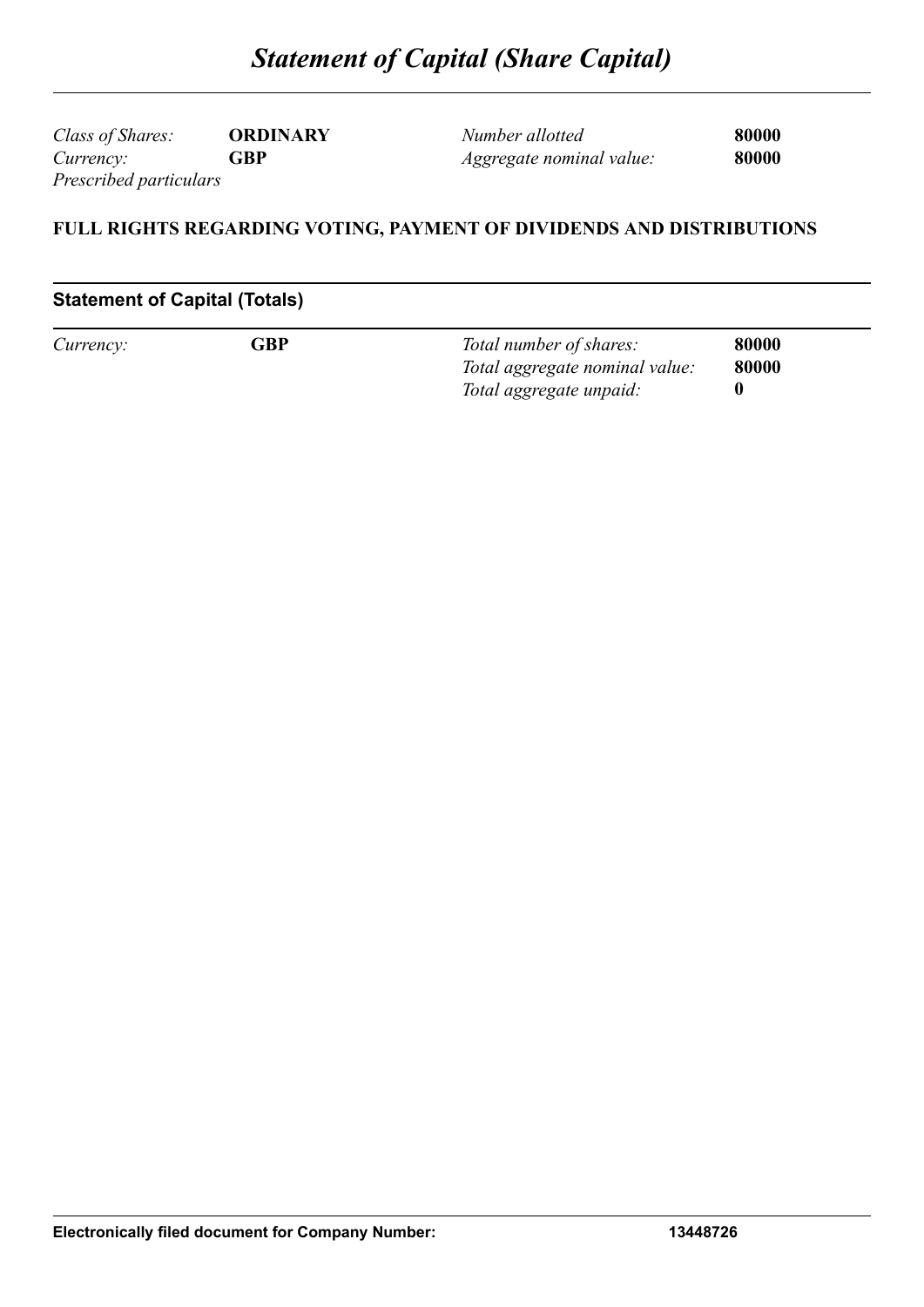# *Statement of Capital (Share Capital)*

| | | | |
|---|---|---|---|
| *Class of Shares:* | **ORDINARY** | *Number allotted* | **80000** |
| *Currency:* | **GBP** | *Aggregate nominal value:* | **80000** |

*Prescribed particulars*

**FULL RIGHTS REGARDING VOTING, PAYMENT OF DIVIDENDS AND DISTRIBUTIONS**

## Statement of Capital (Totals)

| | | | |
|---|---|---|---|
| *Currency:* | **GBP** | *Total number of shares:* | **80000** |
| | | *Total aggregate nominal value:* | **80000** |
| | | *Total aggregate unpaid:* | **0** |

**Electronically filed document for Company Number: 13448726**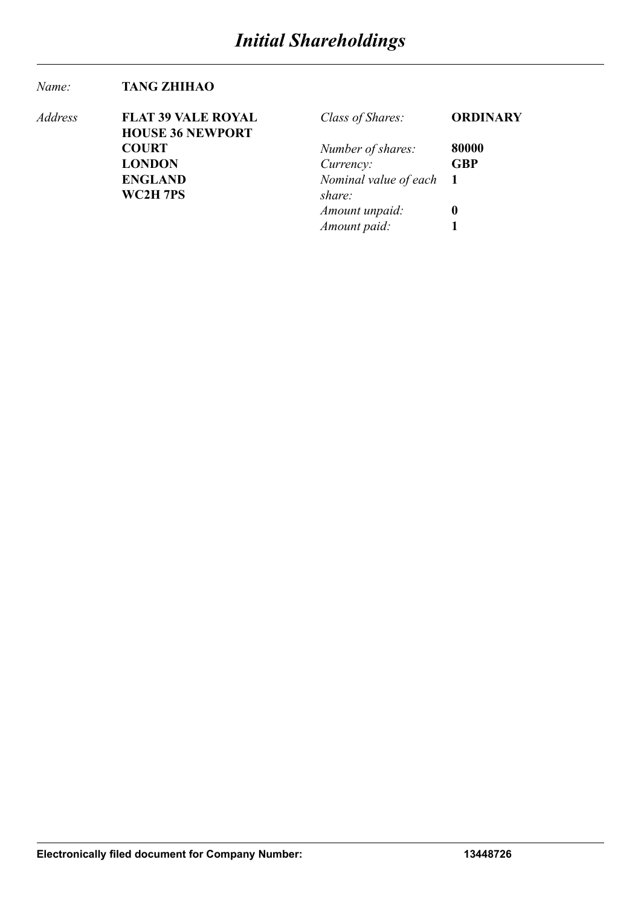# *Initial Shareholdings*

*Name:* **TANG ZHIHAO**

*Address* **FLAT 39 VALE ROYAL HOUSE 36 NEWPORT COURT**
**LONDON**
**ENGLAND**
**WC2H 7PS**

| | |
|---|---|
| *Class of Shares:* | **ORDINARY** |
| *Number of shares:* | **80000** |
| *Currency:* | **GBP** |
| *Nominal value of each share:* | **1** |
| *Amount unpaid:* | **0** |
| *Amount paid:* | **1** |

**Electronically filed document for Company Number: 13448726**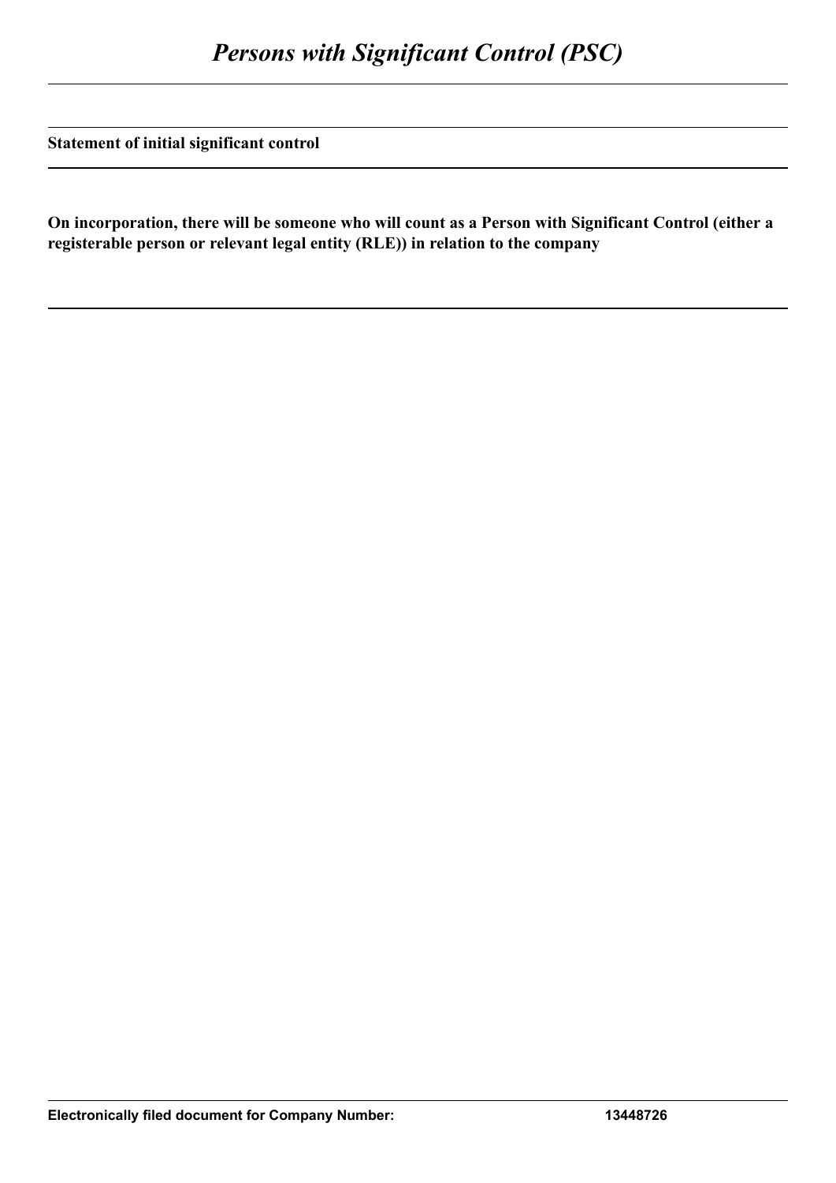# *Persons with Significant Control (PSC)*

**Statement of initial significant control**

**On incorporation, there will be someone who will count as a Person with Significant Control (either a registerable person or relevant legal entity (RLE)) in relation to the company**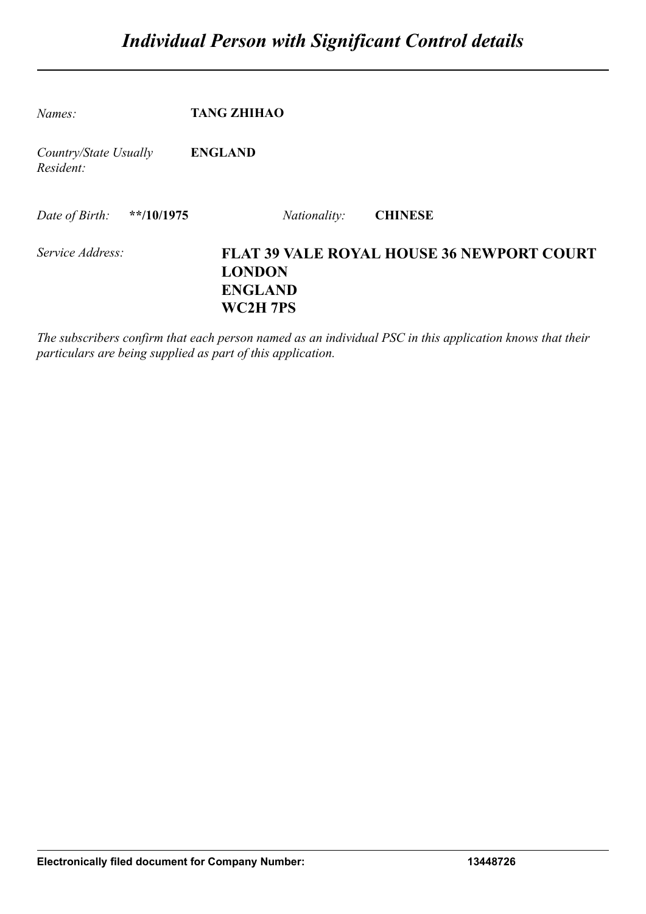# *Individual Person with Significant Control details*

*Names:* **TANG ZHIHAO**

*Country/State Usually Resident:* **ENGLAND**

*Date of Birth:* **\*\*/10/1975** *Nationality:* **CHINESE**

*Service Address:* **FLAT 39 VALE ROYAL HOUSE 36 NEWPORT COURT**
**LONDON**
**ENGLAND**
**WC2H 7PS**

*The subscribers confirm that each person named as an individual PSC in this application knows that their particulars are being supplied as part of this application.*

**Electronically filed document for Company Number: 13448726**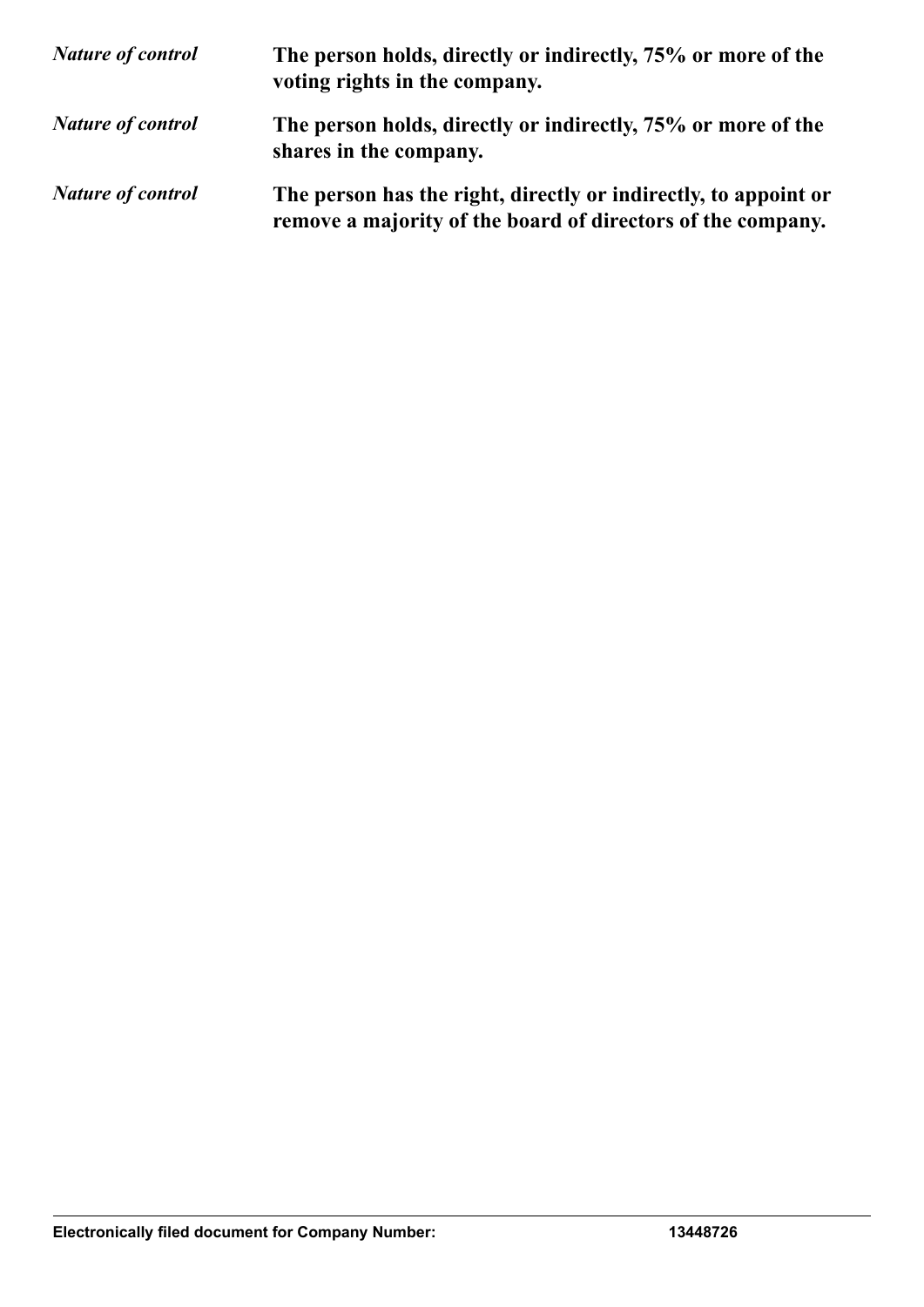*Nature of control* **The person holds, directly or indirectly, 75% or more of the voting rights in the company.**

*Nature of control* **The person holds, directly or indirectly, 75% or more of the shares in the company.**

*Nature of control* **The person has the right, directly or indirectly, to appoint or remove a majority of the board of directors of the company.**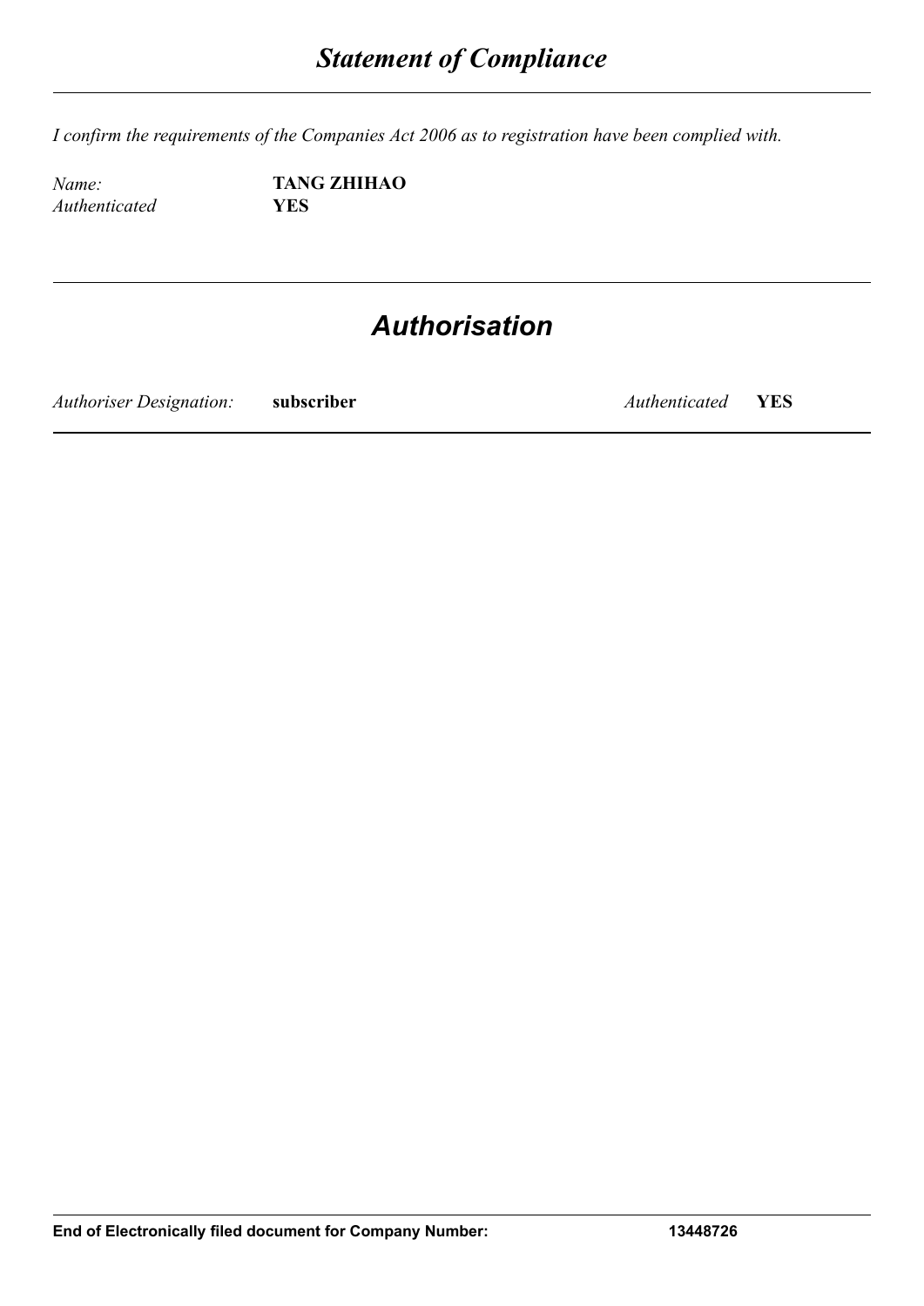# *Statement of Compliance*

*I confirm the requirements of the Companies Act 2006 as to registration have been complied with.*

| | |
|---|---|
| *Name:* | **TANG ZHIHAO** |
| *Authenticated* | **YES** |

## *Authorisation*

| | | | |
|---|---|---|---|
| *Authoriser Designation:* | **subscriber** | *Authenticated* | **YES** |

**End of Electronically filed document for Company Number: 13448726**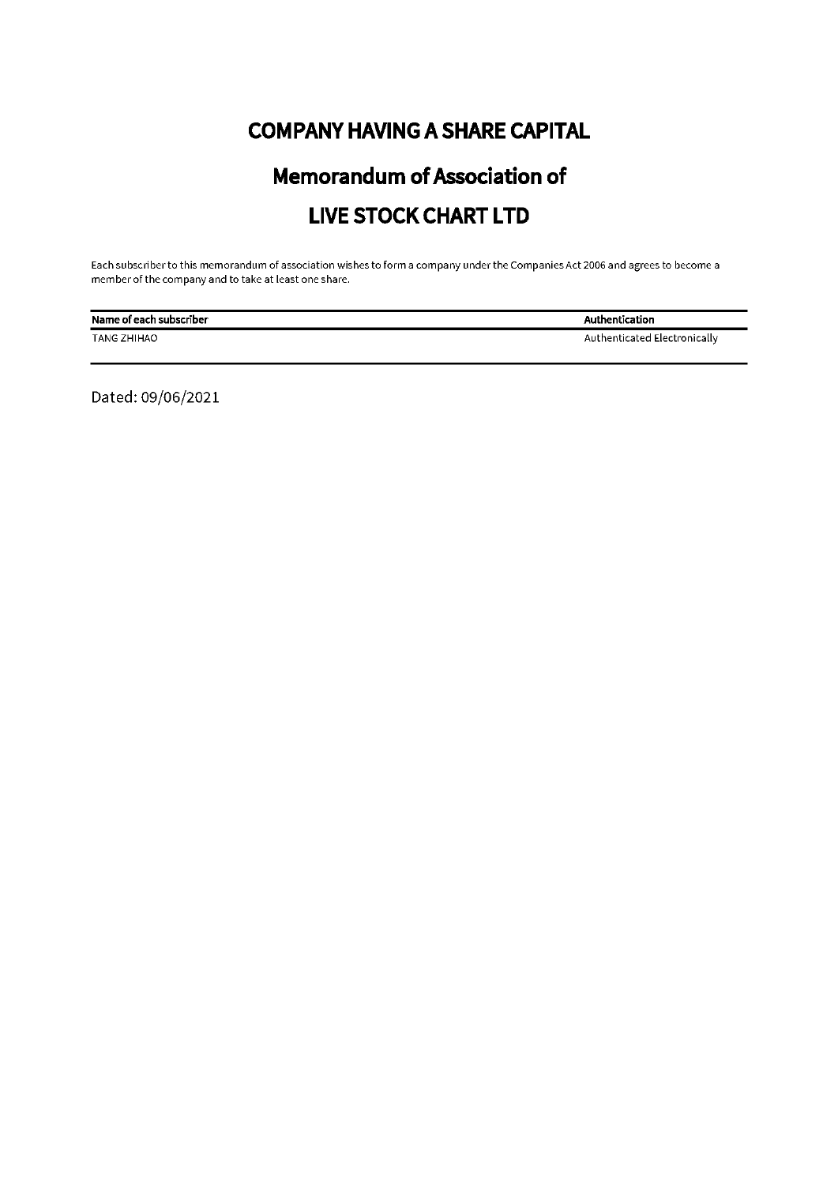# COMPANY HAVING A SHARE CAPITAL

# Memorandum of Association of

# LIVE STOCK CHART LTD

Each subscriber to this memorandum of association wishes to form a company under the Companies Act 2006 and agrees to become a member of the company and to take at least one share.

| Name of each subscriber | Authentication |
|---|---|
| TANG ZHIHAO | Authenticated Electronically |

Dated: 09/06/2021